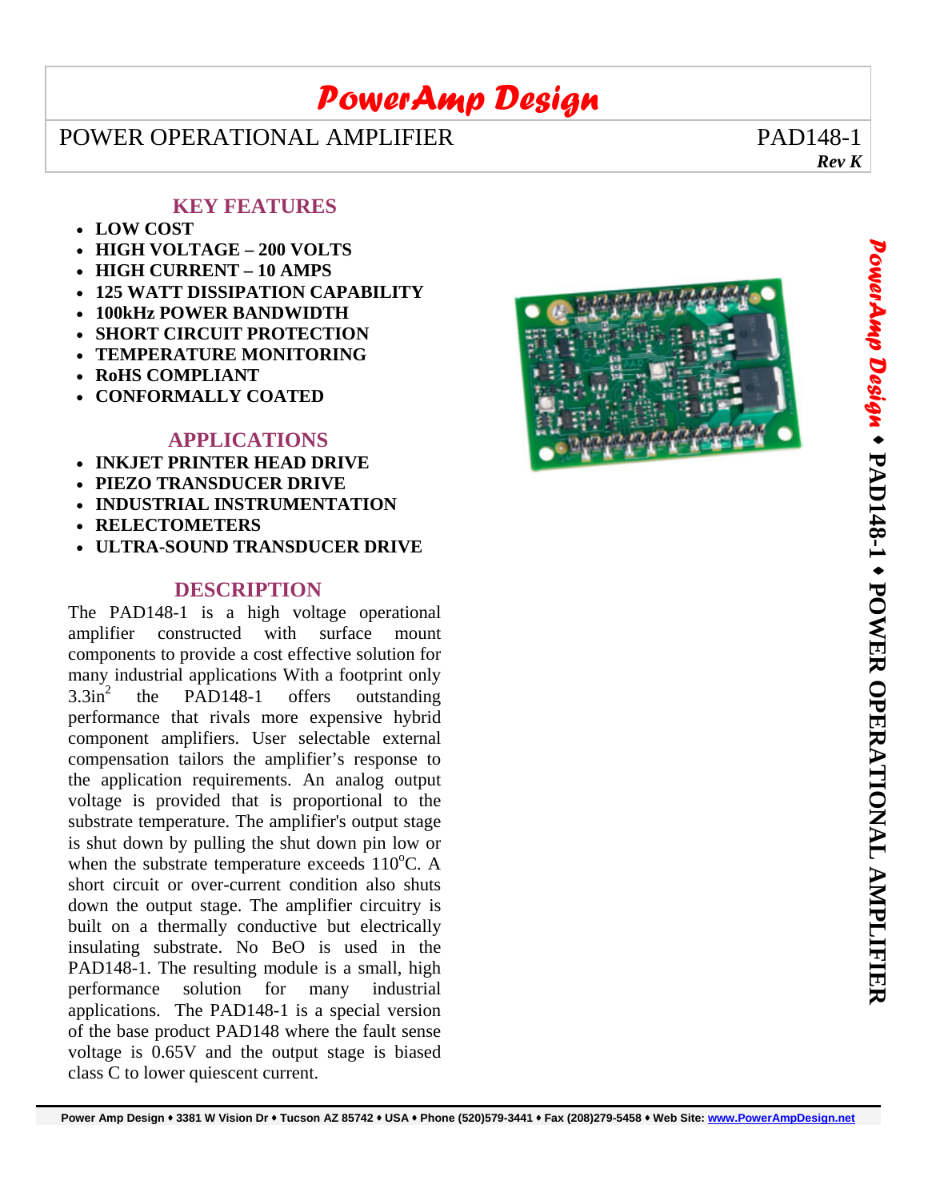# PowerAmp Design

## POWER OPERATIONAL AMPLIFIER — PAD148-1

***Rev K***

### KEY FEATURES

- **LOW COST**
- **HIGH VOLTAGE – 200 VOLTS**
- **HIGH CURRENT – 10 AMPS**
- **125 WATT DISSIPATION CAPABILITY**
- **100kHz POWER BANDWIDTH**
- **SHORT CIRCUIT PROTECTION**
- **TEMPERATURE MONITORING**
- **RoHS COMPLIANT**
- **CONFORMALLY COATED**

### APPLICATIONS

- **INKJET PRINTER HEAD DRIVE**
- **PIEZO TRANSDUCER DRIVE**
- **INDUSTRIAL INSTRUMENTATION**
- **RELECTOMETERS**
- **ULTRA-SOUND TRANSDUCER DRIVE**

### DESCRIPTION

The PAD148-1 is a high voltage operational amplifier constructed with surface mount components to provide a cost effective solution for many industrial applications With a footprint only $3.3in^2$ the PAD148-1 offers outstanding performance that rivals more expensive hybrid component amplifiers. User selectable external compensation tailors the amplifier's response to the application requirements. An analog output voltage is provided that is proportional to the substrate temperature. The amplifier's output stage is shut down by pulling the shut down pin low or when the substrate temperature exceeds 110°C. A short circuit or over-current condition also shuts down the output stage. The amplifier circuitry is built on a thermally conductive but electrically insulating substrate. No BeO is used in the PAD148-1. The resulting module is a small, high performance solution for many industrial applications. The PAD148-1 is a special version of the base product PAD148 where the fault sense voltage is 0.65V and the output stage is biased class C to lower quiescent current.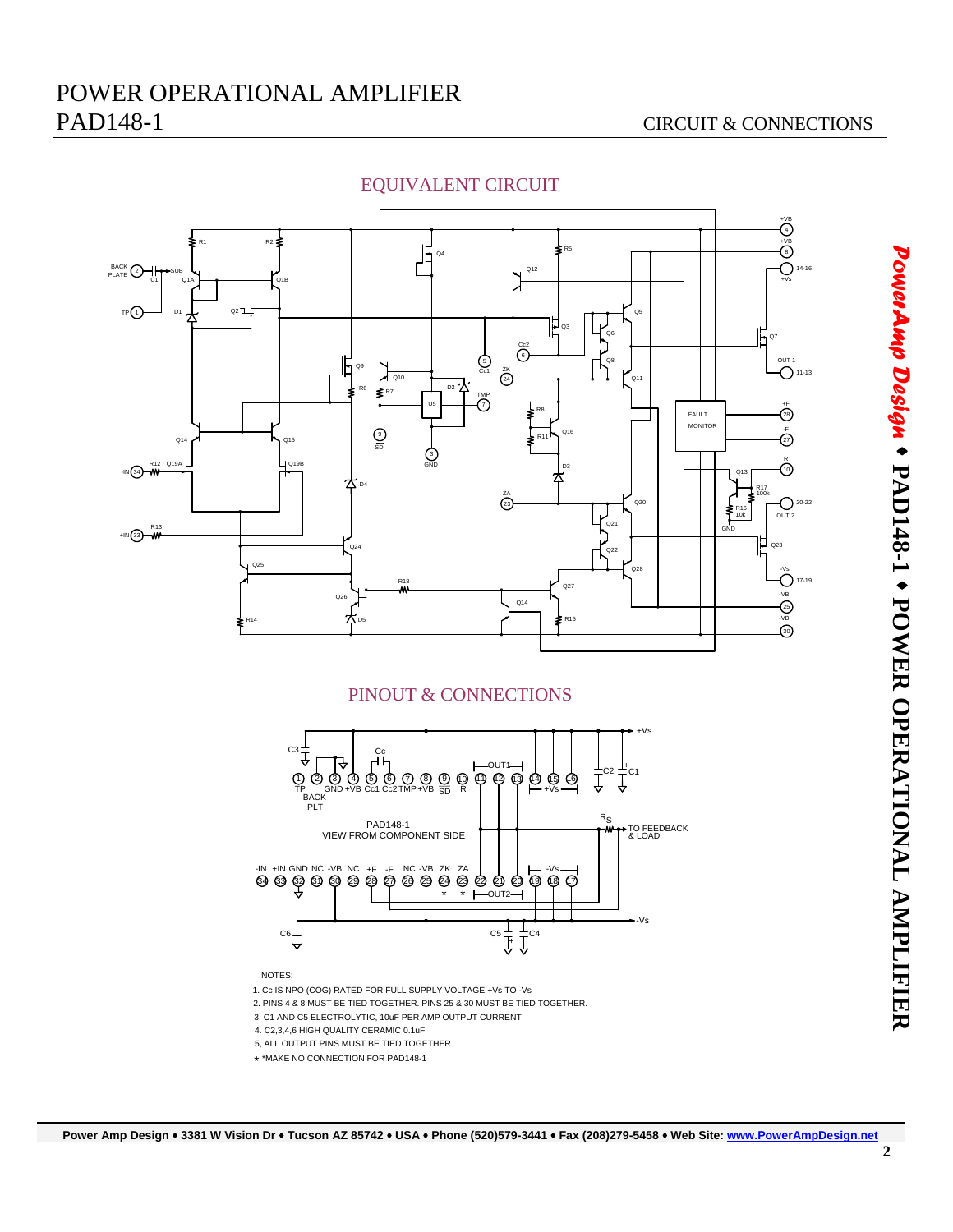# POWER OPERATIONAL AMPLIFIER PAD148-1

## CIRCUIT & CONNECTIONS

### EQUIVALENT CIRCUIT

### PINOUT & CONNECTIONS

NOTES:

1. Cc IS NPO (COG) RATED FOR FULL SUPPLY VOLTAGE +Vs TO -Vs
2. PINS 4 & 8 MUST BE TIED TOGETHER. PINS 25 & 30 MUST BE TIED TOGETHER.
3. C1 AND C5 ELECTROLYTIC, 10uF PER AMP OUTPUT CURRENT
4. C2,3,4,6 HIGH QUALITY CERAMIC 0.1uF
5. ALL OUTPUT PINS MUST BE TIED TOGETHER

\* *MAKE NO CONNECTION FOR PAD148-1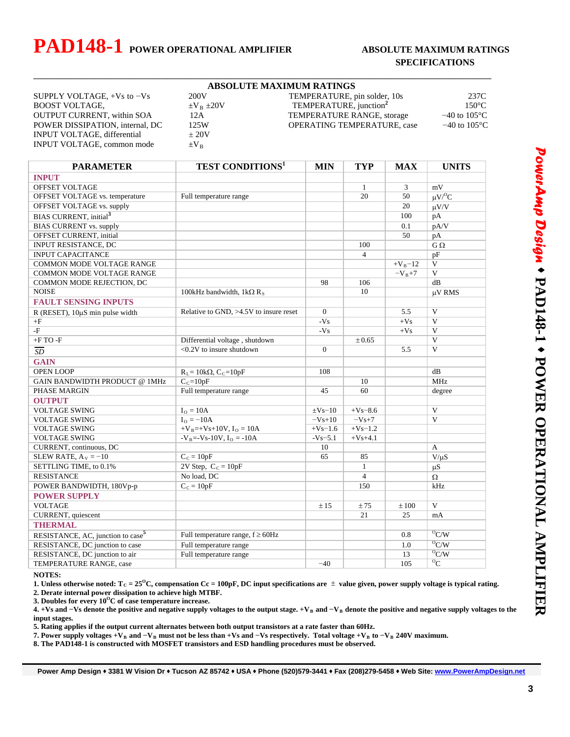# PAD148-1 POWER OPERATIONAL AMPLIFIER

## ABSOLUTE MAXIMUM RATINGS SPECIFICATIONS

### ABSOLUTE MAXIMUM RATINGS

| | | | |
|---|---|---|---|
| SUPPLY VOLTAGE, +Vs to −Vs | 200V | TEMPERATURE, pin solder, 10s | 237C |
| BOOST VOLTAGE, | $\pm V_B$ ±20V | TEMPERATURE, junction[2] | 150°C |
| OUTPUT CURRENT, within SOA | 12A | TEMPERATURE RANGE, storage | −40 to 105°C |
| POWER DISSIPATION, internal, DC | 125W | OPERATING TEMPERATURE, case | −40 to 105°C |
| INPUT VOLTAGE, differential | ± 20V | | |
| INPUT VOLTAGE, common mode | $\pm V_B$ | | |

| PARAMETER | TEST CONDITIONS[1] | MIN | TYP | MAX | UNITS |
|---|---|---|---|---|---|
| **INPUT** | | | | | |
| OFFSET VOLTAGE | | | 1 | 3 | mV |
| OFFSET VOLTAGE vs. temperature | Full temperature range | | 20 | 50 | µV/°C |
| OFFSET VOLTAGE vs. supply | | | | 20 | µV/V |
| BIAS CURRENT, initial[3] | | | | 100 | pA |
| BIAS CURRENT vs. supply | | | | 0.1 | pA/V |
| OFFSET CURRENT, initial | | | | 50 | pA |
| INPUT RESISTANCE, DC | | | 100 | | G Ω |
| INPUT CAPACITANCE | | | 4 | | pF |
| COMMON MODE VOLTAGE RANGE | | | | $+V_B-12$ | V |
| COMMON MODE VOLTAGE RANGE | | | | $-V_B+7$ | V |
| COMMON MODE REJECTION, DC | | 98 | 106 | | dB |
| NOISE | 100kHz bandwidth, 1kΩ $R_S$ | | 10 | | µV RMS |
| **FAULT SENSING INPUTS** | | | | | |
| R (RESET), 10µS min pulse width | Relative to GND, >4.5V to insure reset | 0 | | 5.5 | V |
| +F | | -Vs | | +Vs | V |
| -F | | -Vs | | +Vs | V |
| +F TO -F | Differential voltage , shutdown | | ± 0.65 | | V |
| $\overline{SD}$ | <0.2V to insure shutdown | 0 | | 5.5 | V |
| **GAIN** | | | | | |
| OPEN LOOP | $R_L$= 10kΩ, $C_C$=10pF | 108 | | | dB |
| GAIN BANDWIDTH PRODUCT @ 1MHz | $C_C$=10pF | | 10 | | MHz |
| PHASE MARGIN | Full temperature range | 45 | 60 | | degree |
| **OUTPUT** | | | | | |
| VOLTAGE SWING | $I_O$ = 10A | ±Vs−10 | +Vs−8.6 | | V |
| VOLTAGE SWING | $I_O$ = −10A | −Vs+10 | −Vs+7 | | V |
| VOLTAGE SWING | $+V_B$=+Vs+10V, $I_O$ = 10A | +Vs−1.6 | +Vs−1.2 | | |
| VOLTAGE SWING | $-V_B$=-Vs-10V, $I_O$ = -10A | -Vs−5.1 | +Vs+4.1 | | |
| CURRENT, continuous, DC | | 10 | | | A |
| SLEW RATE, $A_V$ = −10 | $C_C$ = 10pF | 65 | 85 | | V/µS |
| SETTLING TIME, to 0.1% | 2V Step, $C_C$ = 10pF | | 1 | | µS |
| RESISTANCE | No load, DC | | 4 | | Ω |
| POWER BANDWIDTH, 180Vp-p | $C_C$ = 10pF | | 150 | | kHz |
| **POWER SUPPLY** | | | | | |
| VOLTAGE | | ± 15 | ± 75 | ± 100 | V |
| CURRENT, quiescent | | | 21 | 25 | mA |
| **THERMAL** | | | | | |
| RESISTANCE, AC, junction to case[5] | Full temperature range, f ≥ 60Hz | | | 0.8 | °C/W |
| RESISTANCE, DC junction to case | Full temperature range | | | 1.0 | °C/W |
| RESISTANCE, DC junction to air | Full temperature range | | | 13 | °C/W |
| TEMPERATURE RANGE, case | | −40 | | 105 | °C |

**NOTES:**

1. **Unless otherwise noted: $T_C$ = 25°C, compensation Cc = 100pF, DC input specifications are ± value given, power supply voltage is typical rating.**
2. **Derate internal power dissipation to achieve high MTBF.**
3. **Doubles for every 10°C of case temperature increase.**
4. **+Vs and −Vs denote the positive and negative supply voltages to the output stage. $+V_B$ and $-V_B$ denote the positive and negative supply voltages to the input stages.**
5. **Rating applies if the output current alternates between both output transistors at a rate faster than 60Hz.**
7. **Power supply voltages $+V_B$ and $-V_B$ must not be less than +Vs and −Vs respectively. Total voltage $+V_B$ to $-V_B$ 240V maximum.**
8. **The PAD148-1 is constructed with MOSFET transistors and ESD handling procedures must be observed.**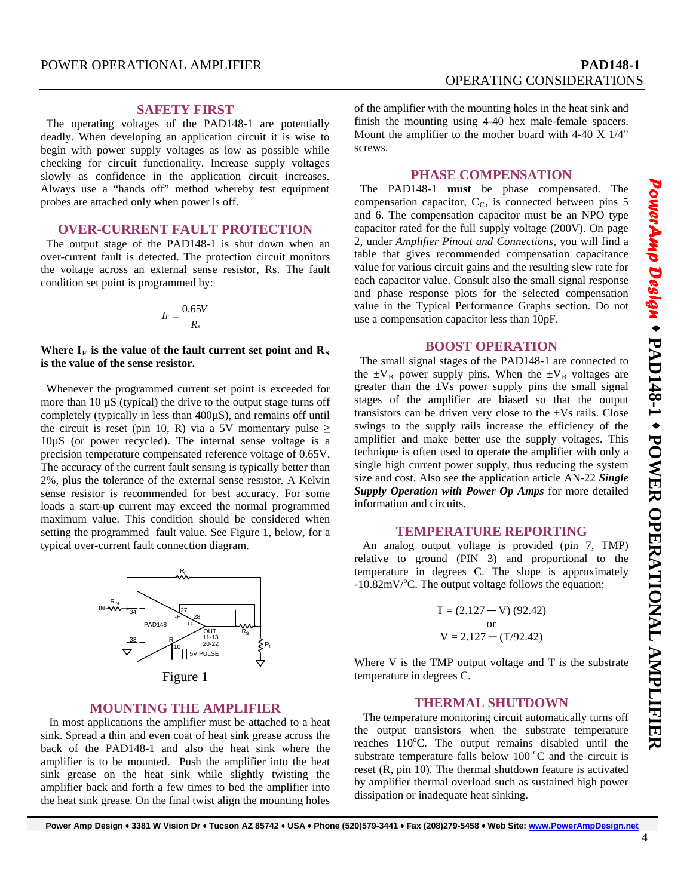## SAFETY FIRST

The operating voltages of the PAD148-1 are potentially deadly. When developing an application circuit it is wise to begin with power supply voltages as low as possible while checking for circuit functionality. Increase supply voltages slowly as confidence in the application circuit increases. Always use a "hands off" method whereby test equipment probes are attached only when power is off.

## OVER-CURRENT FAULT PROTECTION

The output stage of the PAD148-1 is shut down when an over-current fault is detected. The protection circuit monitors the voltage across an external sense resistor, Rs. The fault condition set point is programmed by:

$$I_F = \frac{0.65V}{R_s}$$

**Where $I_F$ is the value of the fault current set point and $R_S$ is the value of the sense resistor.**

Whenever the programmed current set point is exceeded for more than 10 µS (typical) the drive to the output stage turns off completely (typically in less than 400µS), and remains off until the circuit is reset (pin 10, R) via a 5V momentary pulse ≥ 10µS (or power recycled). The internal sense voltage is a precision temperature compensated reference voltage of 0.65V. The accuracy of the current fault sensing is typically better than 2%, plus the tolerance of the external sense resistor. A Kelvin sense resistor is recommended for best accuracy. For some loads a start-up current may exceed the normal programmed maximum value. This condition should be considered when setting the programmed fault value. See Figure 1, below, for a typical over-current fault connection diagram.

Figure 1

## MOUNTING THE AMPLIFIER

In most applications the amplifier must be attached to a heat sink. Spread a thin and even coat of heat sink grease across the back of the PAD148-1 and also the heat sink where the amplifier is to be mounted. Push the amplifier into the heat sink grease on the heat sink while slightly twisting the amplifier back and forth a few times to bed the amplifier into the heat sink grease. On the final twist align the mounting holes of the amplifier with the mounting holes in the heat sink and finish the mounting using 4-40 hex male-female spacers. Mount the amplifier to the mother board with 4-40 X 1/4" screws.

## PHASE COMPENSATION

The PAD148-1 **must** be phase compensated. The compensation capacitor, $C_C$, is connected between pins 5 and 6. The compensation capacitor must be an NPO type capacitor rated for the full supply voltage (200V). On page 2, under *Amplifier Pinout and Connections*, you will find a table that gives recommended compensation capacitance value for various circuit gains and the resulting slew rate for each capacitor value. Consult also the small signal response and phase response plots for the selected compensation value in the Typical Performance Graphs section. Do not use a compensation capacitor less than 10pF.

## BOOST OPERATION

The small signal stages of the PAD148-1 are connected to the $\pm V_B$ power supply pins. When the $\pm V_B$ voltages are greater than the ±Vs power supply pins the small signal stages of the amplifier are biased so that the output transistors can be driven very close to the ±Vs rails. Close swings to the supply rails increase the efficiency of the amplifier and make better use the supply voltages. This technique is often used to operate the amplifier with only a single high current power supply, thus reducing the system size and cost. Also see the application article AN-22 ***Single Supply Operation with Power Op Amps*** for more detailed information and circuits.

## TEMPERATURE REPORTING

An analog output voltage is provided (pin 7, TMP) relative to ground (PIN 3) and proportional to the temperature in degrees C. The slope is approximately -10.82mV/°C. The output voltage follows the equation:

$$T = (2.127 - V)\,(92.42)$$

or

$$V = 2.127 - (T/92.42)$$

Where V is the TMP output voltage and T is the substrate temperature in degrees C.

## THERMAL SHUTDOWN

The temperature monitoring circuit automatically turns off the output transistors when the substrate temperature reaches 110°C. The output remains disabled until the substrate temperature falls below 100 °C and the circuit is reset (R, pin 10). The thermal shutdown feature is activated by amplifier thermal overload such as sustained high power dissipation or inadequate heat sinking.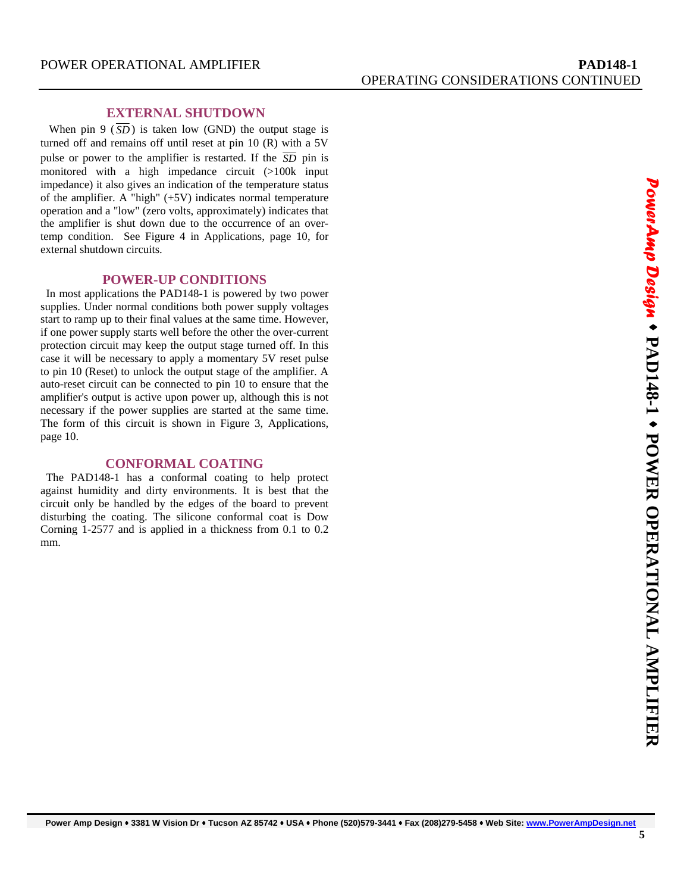## EXTERNAL SHUTDOWN

When pin 9 ($\overline{SD}$) is taken low (GND) the output stage is turned off and remains off until reset at pin 10 (R) with a 5V pulse or power to the amplifier is restarted. If the $\overline{SD}$ pin is monitored with a high impedance circuit (>100k input impedance) it also gives an indication of the temperature status of the amplifier. A "high" (+5V) indicates normal temperature operation and a "low" (zero volts, approximately) indicates that the amplifier is shut down due to the occurrence of an over-temp condition. See Figure 4 in Applications, page 10, for external shutdown circuits.

## POWER-UP CONDITIONS

In most applications the PAD148-1 is powered by two power supplies. Under normal conditions both power supply voltages start to ramp up to their final values at the same time. However, if one power supply starts well before the other the over-current protection circuit may keep the output stage turned off. In this case it will be necessary to apply a momentary 5V reset pulse to pin 10 (Reset) to unlock the output stage of the amplifier. A auto-reset circuit can be connected to pin 10 to ensure that the amplifier's output is active upon power up, although this is not necessary if the power supplies are started at the same time. The form of this circuit is shown in Figure 3, Applications, page 10.

## CONFORMAL COATING

The PAD148-1 has a conformal coating to help protect against humidity and dirty environments. It is best that the circuit only be handled by the edges of the board to prevent disturbing the coating. The silicone conformal coat is Dow Corning 1-2577 and is applied in a thickness from 0.1 to 0.2 mm.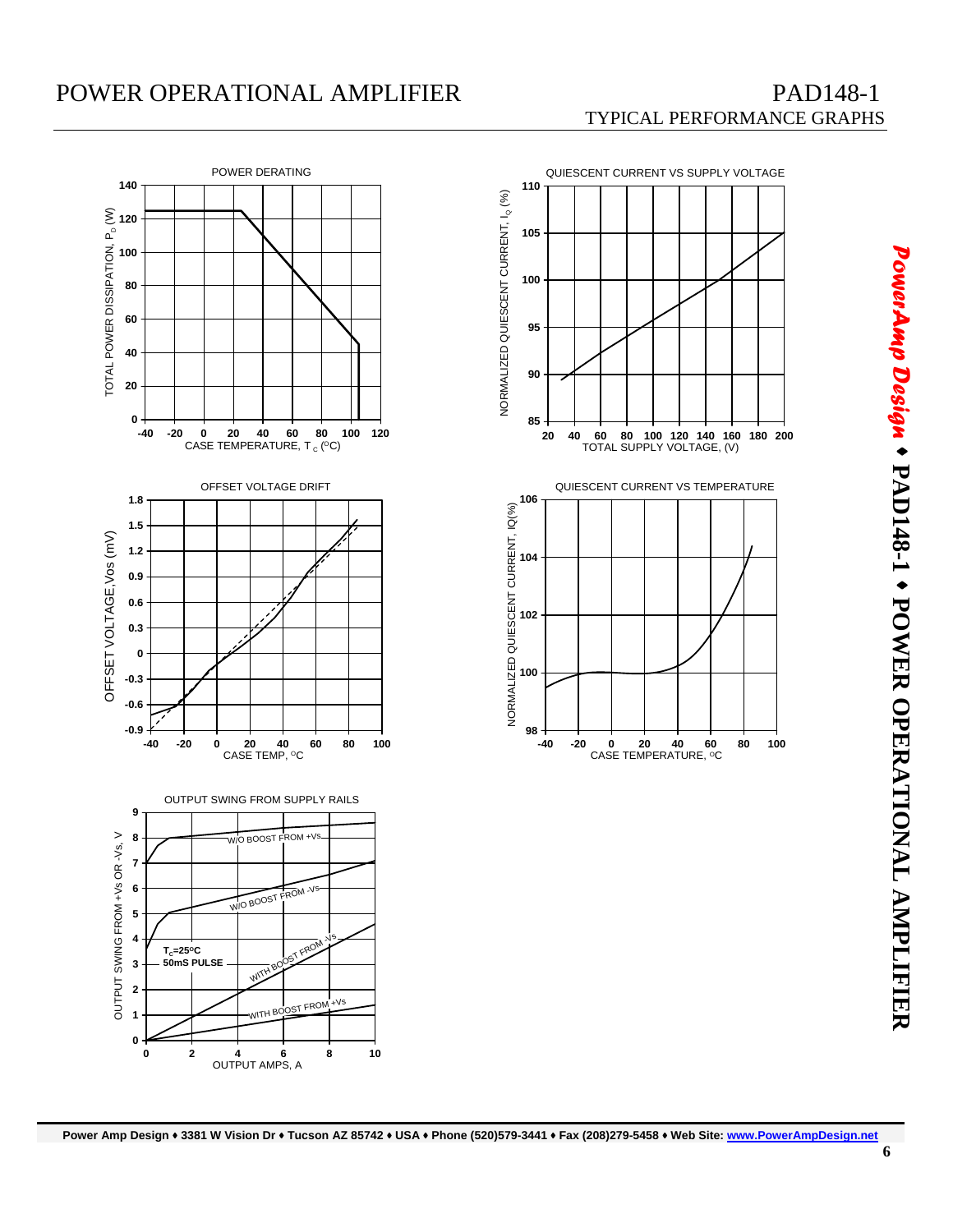## TYPICAL PERFORMANCE GRAPHS

**POWER DERATING**

TOTAL POWER DISSIPATION, $P_D$ (W) vs CASE TEMPERATURE, $T_c$ (°C)

**QUIESCENT CURRENT VS SUPPLY VOLTAGE**

NORMALIZED QUIESCENT CURRENT, $I_Q$ (%) vs TOTAL SUPPLY VOLTAGE, (V)

**OFFSET VOLTAGE DRIFT**

OFFSET VOLTAGE, Vos (mV) vs CASE TEMP, °C

**QUIESCENT CURRENT VS TEMPERATURE**

NORMALIZED QUIESCENT CURRENT, IQ(%) vs CASE TEMPERATURE, °C

**OUTPUT SWING FROM SUPPLY RAILS**

OUTPUT SWING FROM +Vs OR -Vs, V vs OUTPUT AMPS, A

$T_c$=25°C
50mS PULSE

W/O BOOST FROM +Vs
W/O BOOST FROM -Vs
WITH BOOST FROM -Vs
WITH BOOST FROM +Vs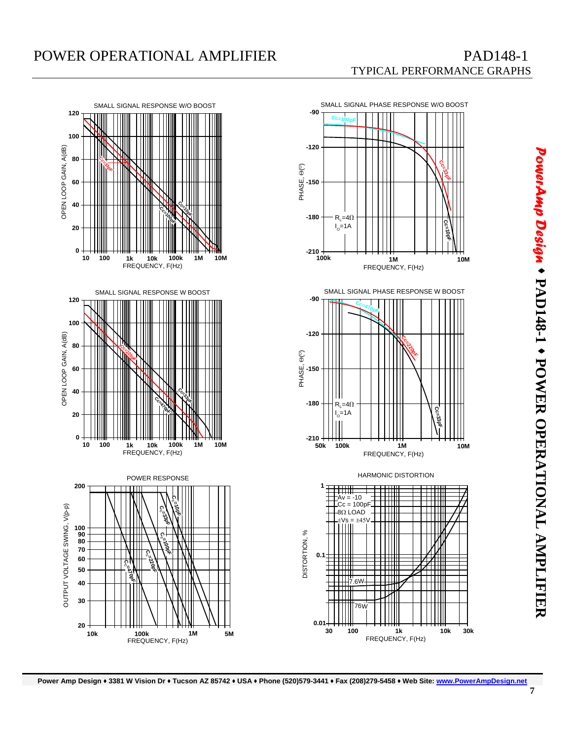# TYPICAL PERFORMANCE GRAPHS

**SMALL SIGNAL RESPONSE W/O BOOST**

OPEN LOOP GAIN, A(dB) vs. FREQUENCY, F(Hz)

Curves: Cc=33pF, Cc=10pF, Cc=100pF

**SMALL SIGNAL PHASE RESPONSE W/O BOOST**

PHASE, Θ(°) vs. FREQUENCY, F(Hz)

$R_L$=4Ω, $I_O$=1A

Curves: Cc=100pF, Cc=33pF, Cc=10pF

**SMALL SIGNAL RESPONSE W BOOST**

OPEN LOOP GAIN, A(dB) vs. FREQUENCY, F(Hz)

Curves: Cc=220pF, Cc=33pF, Cc=470pF

**SMALL SIGNAL PHASE RESPONSE W BOOST**

PHASE, Θ(°) vs. FREQUENCY, F(Hz)

$R_L$=4Ω, $I_O$=1A

Curves: Cc=470pF, Cc=220pF, Cc=33pF

**POWER RESPONSE**

OUTPUT VOLTAGE SWING, V(p-p) vs. FREQUENCY, F(Hz)

Curves: $C_C$=10pF, $C_C$=33pF, $C_C$=100pF, $C_C$=220pF, $C_C$=470pF

**HARMONIC DISTORTION**

DISTORTION, % vs. FREQUENCY, F(Hz)

Av = -10
Cc = 100pF
8Ω LOAD
±Vs = ±45V

Curves: 7.6W, 76W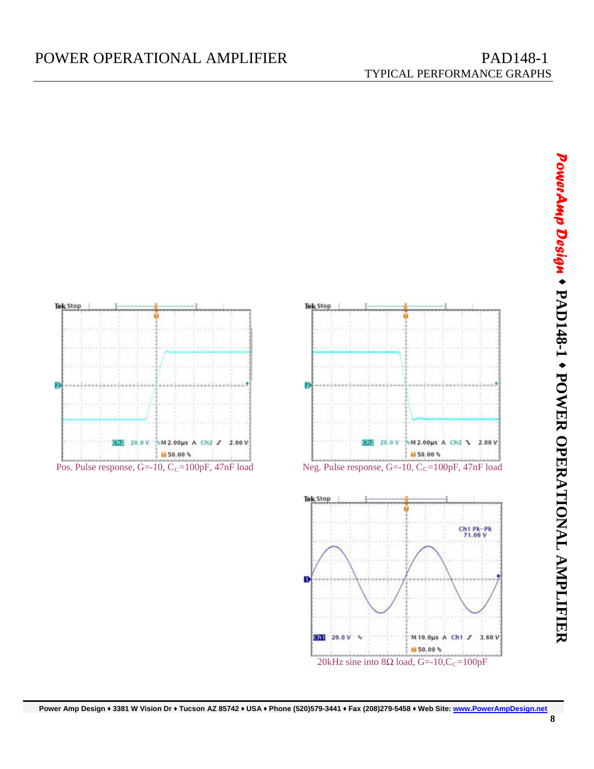Pos. Pulse response, G=-10, $C_C$=100pF, 47nF load

Neg. Pulse response, G=-10, $C_C$=100pF, 47nF load

20kHz sine into 8Ω load, G=-10, $C_C$=100pF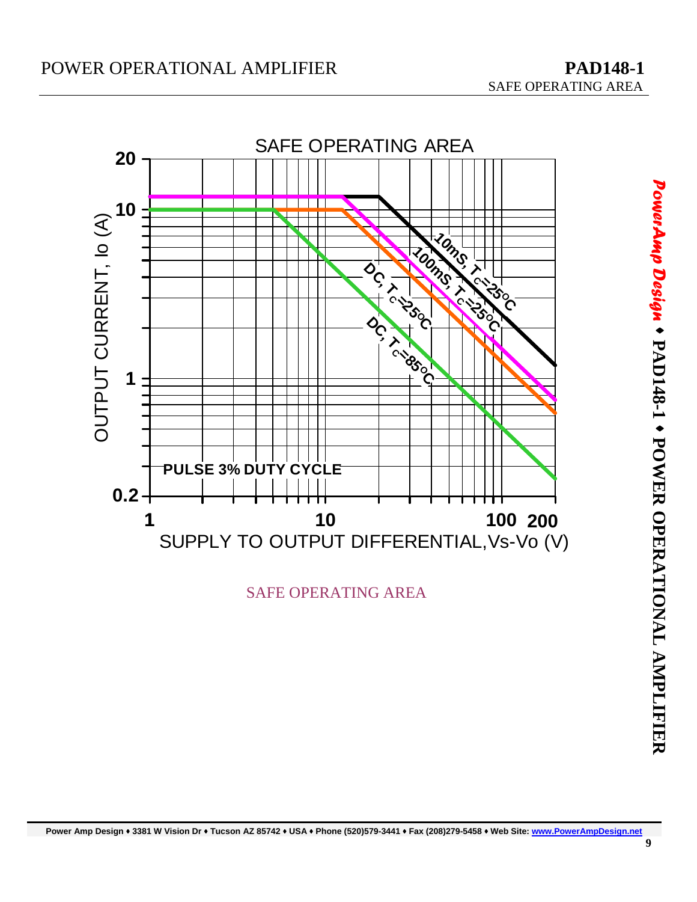SAFE OPERATING AREA

SAFE OPERATING AREA

OUTPUT CURRENT, Io (A)

20

10

1

0.2

1 10 100 200

SUPPLY TO OUTPUT DIFFERENTIAL,Vs-Vo (V)

10mS, $T_C$=25°C

100mS, $T_C$=25°C

DC, $T_C$=25°C

DC, $T_C$=85°C

PULSE 3% DUTY CYCLE

SAFE OPERATING AREA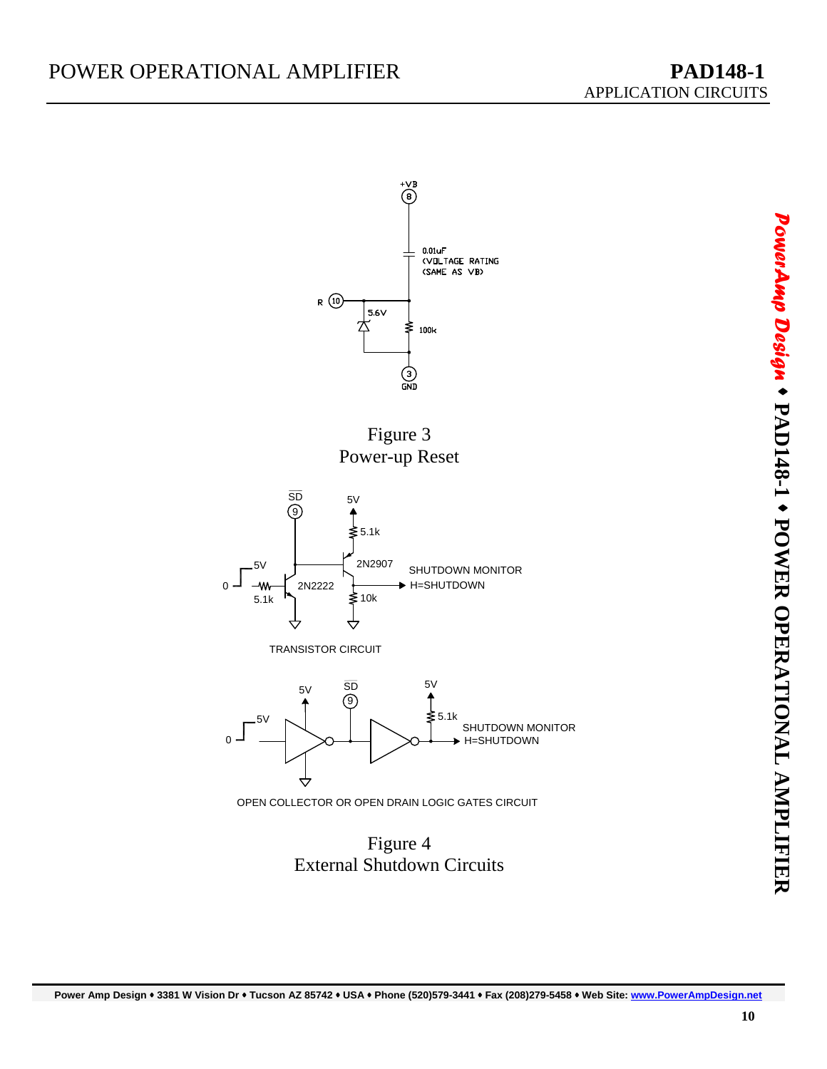Figure 3
Power-up Reset

TRANSISTOR CIRCUIT

OPEN COLLECTOR OR OPEN DRAIN LOGIC GATES CIRCUIT

Figure 4
External Shutdown Circuits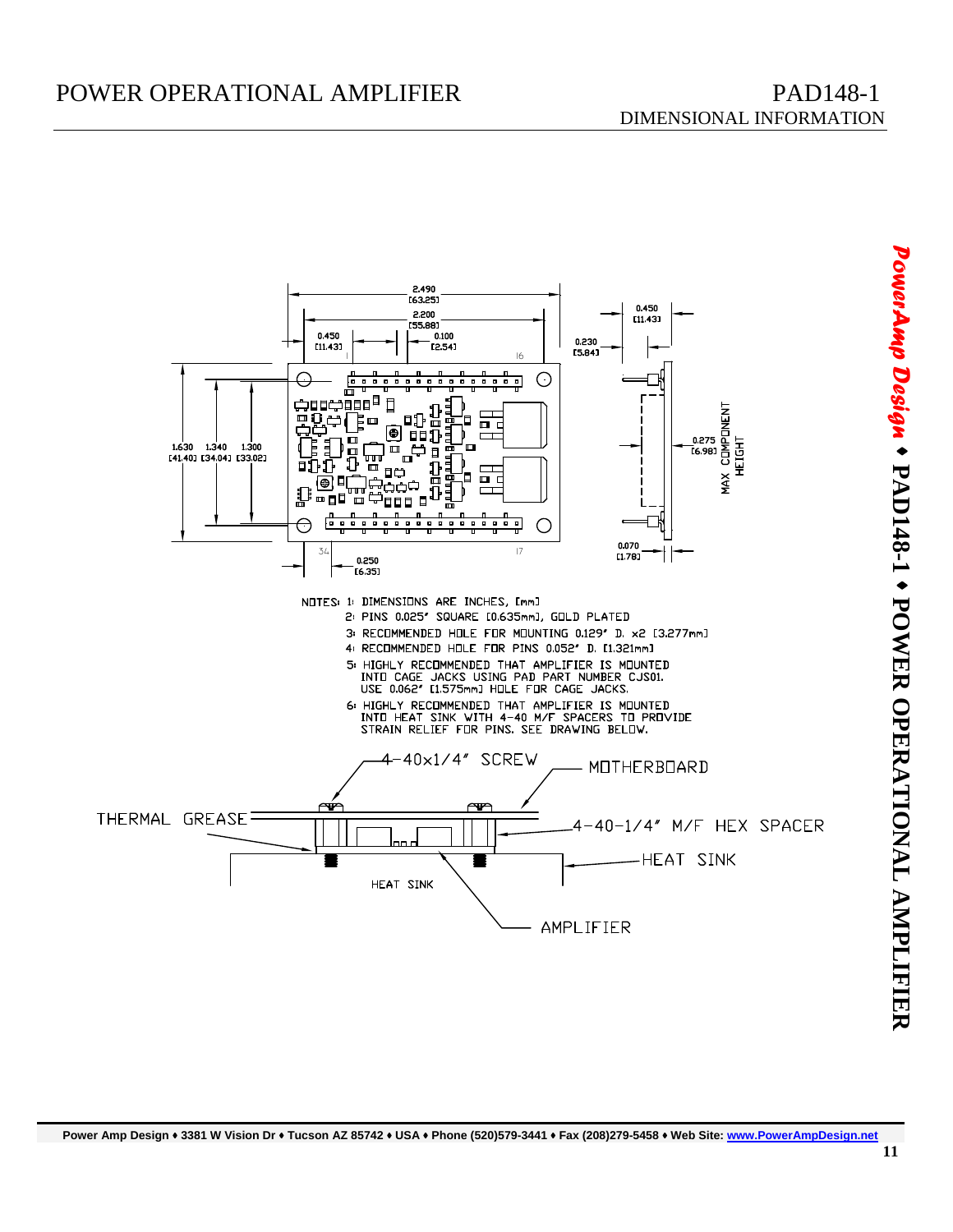## DIMENSIONAL INFORMATION

2.490
[63.25]

2.200
[55.88]

0.450
[11.43]

0.100
[2.54]

0.450
[11.43]

0.230
[5.84]

1

16

1.630
[41.40]

1.340
[34.04]

1.300
[33.02]

0.275
[6.98]

MAX COMPONENT HEIGHT

34

17

0.250
[6.35]

0.070
[1.78]

NOTES:
1. DIMENSIONS ARE INCHES, [mm]
2. PINS 0.025" SQUARE [0.635mm], GOLD PLATED
3. RECOMMENDED HOLE FOR MOUNTING 0.129" D. x2 [3.277mm]
4. RECOMMENDED HOLE FOR PINS 0.052" D. [1.321mm]
5. HIGHLY RECOMMENDED THAT AMPLIFIER IS MOUNTED INTO CAGE JACKS USING PAD PART NUMBER CJS01. USE 0.062" [1.575mm] HOLE FOR CAGE JACKS.
6. HIGHLY RECOMMENDED THAT AMPLIFIER IS MOUNTED INTO HEAT SINK WITH 4-40 M/F SPACERS TO PROVIDE STRAIN RELIEF FOR PINS. SEE DRAWING BELOW.

4-40x1/4" SCREW

MOTHERBOARD

THERMAL GREASE

4-40-1/4" M/F HEX SPACER

HEAT SINK

HEAT SINK

AMPLIFIER